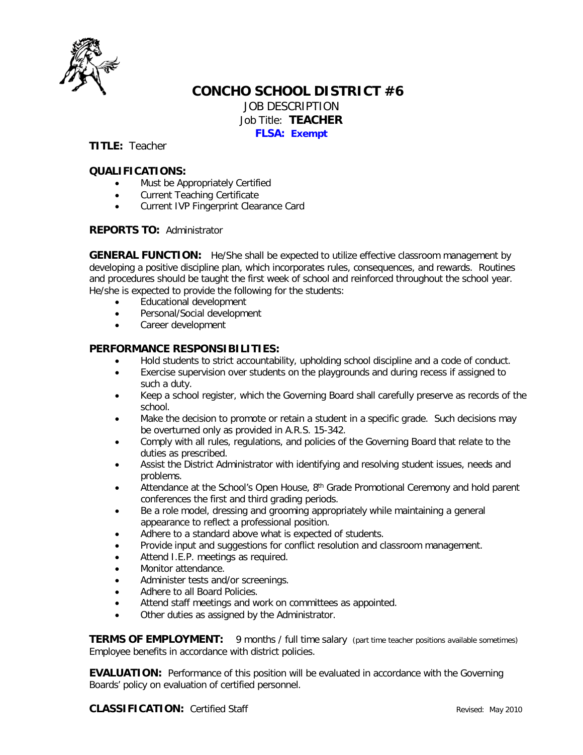# CONCHO SCHOOL DISTRICT #6

JOB DESCRIPTION
Job Title: **TEACHER**
**FLSA: Exempt**

**TITLE:** Teacher

## QUALIFICATIONS:

- Must be Appropriately Certified
- Current Teaching Certificate
- Current IVP Fingerprint Clearance Card

**REPORTS TO:** Administrator

**GENERAL FUNCTION:** He/She shall be expected to utilize effective classroom management by developing a positive discipline plan, which incorporates rules, consequences, and rewards. Routines and procedures should be taught the first week of school and reinforced throughout the school year. He/she is expected to provide the following for the students:

- Educational development
- Personal/Social development
- Career development

## PERFORMANCE RESPONSIBILITIES:

- Hold students to strict accountability, upholding school discipline and a code of conduct.
- Exercise supervision over students on the playgrounds and during recess if assigned to such a duty.
- Keep a school register, which the Governing Board shall carefully preserve as records of the school.
- Make the decision to promote or retain a student in a specific grade. Such decisions may be overturned only as provided in A.R.S. 15-342.
- Comply with all rules, regulations, and policies of the Governing Board that relate to the duties as prescribed.
- Assist the District Administrator with identifying and resolving student issues, needs and problems.
- Attendance at the School's Open House, 8th Grade Promotional Ceremony and hold parent conferences the first and third grading periods.
- Be a role model, dressing and grooming appropriately while maintaining a general appearance to reflect a professional position.
- Adhere to a standard above what is expected of students.
- Provide input and suggestions for conflict resolution and classroom management.
- Attend I.E.P. meetings as required.
- Monitor attendance.
- Administer tests and/or screenings.
- Adhere to all Board Policies.
- Attend staff meetings and work on committees as appointed.
- Other duties as assigned by the Administrator.

**TERMS OF EMPLOYMENT:** 9 months / full time salary (part time teacher positions available sometimes) Employee benefits in accordance with district policies.

**EVALUATION:** Performance of this position will be evaluated in accordance with the Governing Boards' policy on evaluation of certified personnel.

**CLASSIFICATION:** Certified Staff

Revised: May 2010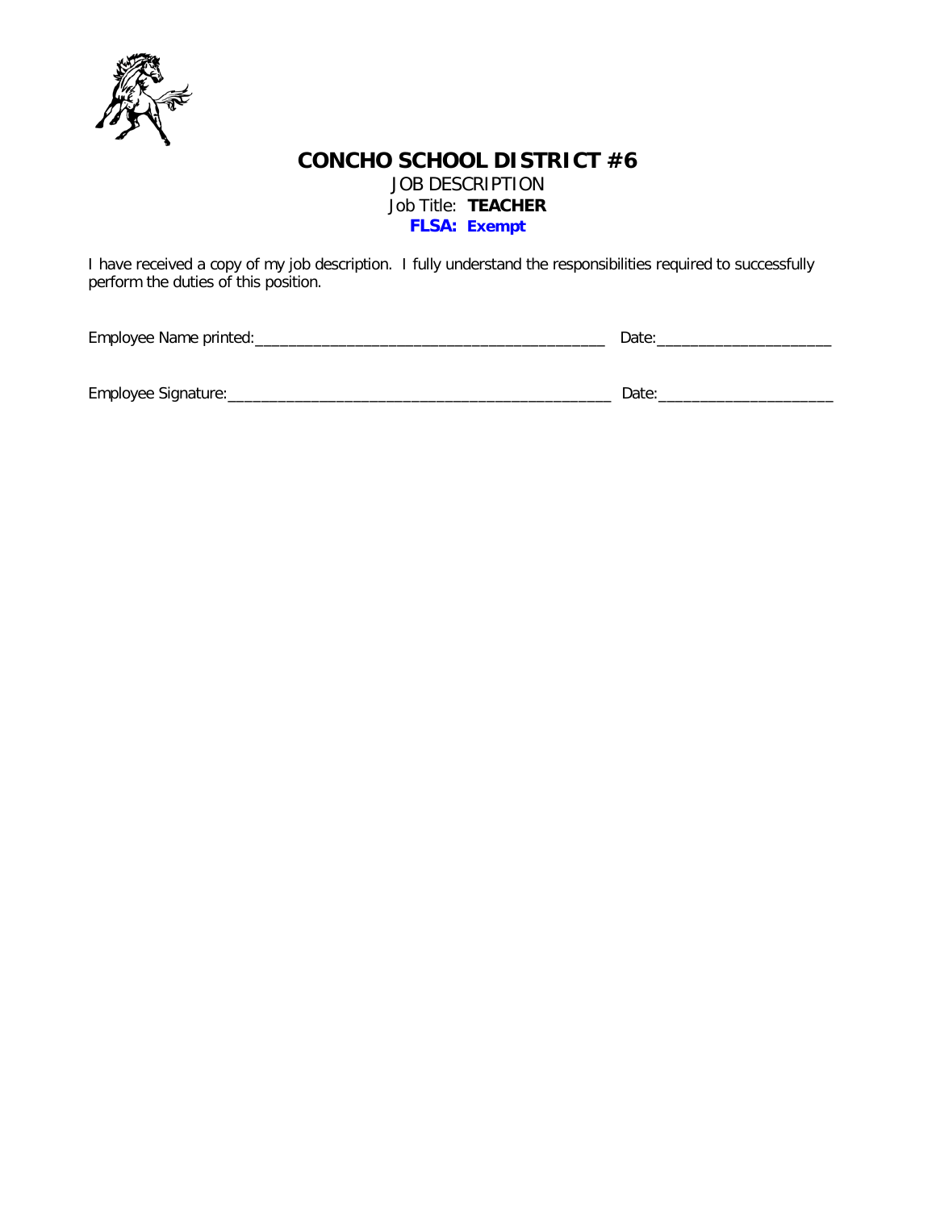# CONCHO SCHOOL DISTRICT #6

JOB DESCRIPTION

Job Title: **TEACHER**

**FLSA: Exempt**

I have received a copy of my job description. I fully understand the responsibilities required to successfully perform the duties of this position.

Employee Name printed:_____________________________________________ Date:______________________

Employee Signature:_________________________________________________ Date:______________________